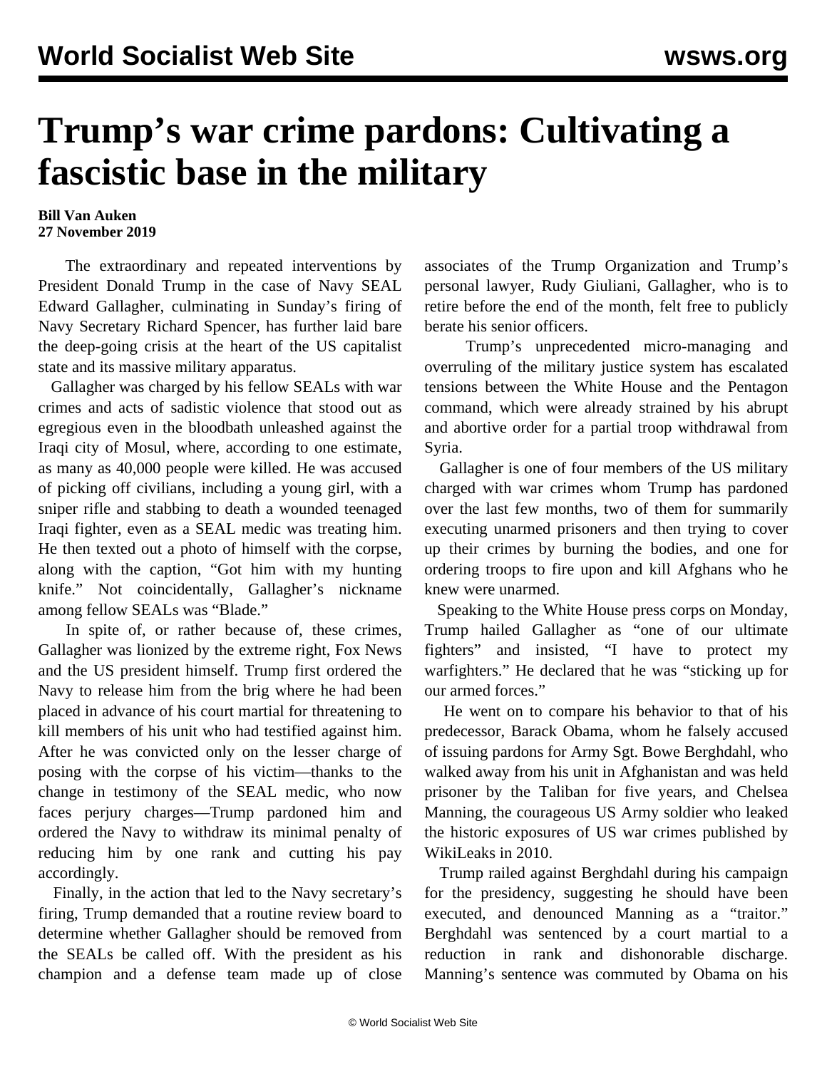# Trump's war crime pardons: Cultivating a fascistic base in the military

**Bill Van Auken**
**27 November 2019**

The extraordinary and repeated interventions by President Donald Trump in the case of Navy SEAL Edward Gallagher, culminating in Sunday's firing of Navy Secretary Richard Spencer, has further laid bare the deep-going crisis at the heart of the US capitalist state and its massive military apparatus.

Gallagher was charged by his fellow SEALs with war crimes and acts of sadistic violence that stood out as egregious even in the bloodbath unleashed against the Iraqi city of Mosul, where, according to one estimate, as many as 40,000 people were killed. He was accused of picking off civilians, including a young girl, with a sniper rifle and stabbing to death a wounded teenaged Iraqi fighter, even as a SEAL medic was treating him. He then texted out a photo of himself with the corpse, along with the caption, "Got him with my hunting knife." Not coincidentally, Gallagher's nickname among fellow SEALs was "Blade."

In spite of, or rather because of, these crimes, Gallagher was lionized by the extreme right, Fox News and the US president himself. Trump first ordered the Navy to release him from the brig where he had been placed in advance of his court martial for threatening to kill members of his unit who had testified against him. After he was convicted only on the lesser charge of posing with the corpse of his victim—thanks to the change in testimony of the SEAL medic, who now faces perjury charges—Trump pardoned him and ordered the Navy to withdraw its minimal penalty of reducing him by one rank and cutting his pay accordingly.

Finally, in the action that led to the Navy secretary's firing, Trump demanded that a routine review board to determine whether Gallagher should be removed from the SEALs be called off. With the president as his champion and a defense team made up of close associates of the Trump Organization and Trump's personal lawyer, Rudy Giuliani, Gallagher, who is to retire before the end of the month, felt free to publicly berate his senior officers.

Trump's unprecedented micro-managing and overruling of the military justice system has escalated tensions between the White House and the Pentagon command, which were already strained by his abrupt and abortive order for a partial troop withdrawal from Syria.

Gallagher is one of four members of the US military charged with war crimes whom Trump has pardoned over the last few months, two of them for summarily executing unarmed prisoners and then trying to cover up their crimes by burning the bodies, and one for ordering troops to fire upon and kill Afghans who he knew were unarmed.

Speaking to the White House press corps on Monday, Trump hailed Gallagher as "one of our ultimate fighters" and insisted, "I have to protect my warfighters." He declared that he was "sticking up for our armed forces."

He went on to compare his behavior to that of his predecessor, Barack Obama, whom he falsely accused of issuing pardons for Army Sgt. Bowe Berghdahl, who walked away from his unit in Afghanistan and was held prisoner by the Taliban for five years, and Chelsea Manning, the courageous US Army soldier who leaked the historic exposures of US war crimes published by WikiLeaks in 2010.

Trump railed against Berghdahl during his campaign for the presidency, suggesting he should have been executed, and denounced Manning as a "traitor." Berghdahl was sentenced by a court martial to a reduction in rank and dishonorable discharge. Manning's sentence was commuted by Obama on his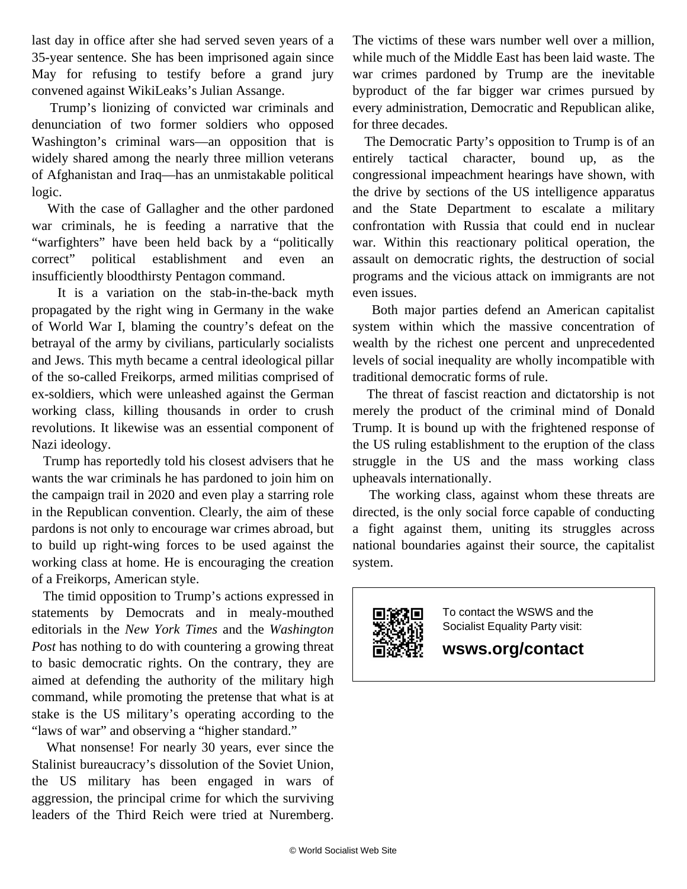last day in office after she had served seven years of a 35-year sentence. She has been imprisoned again since May for refusing to testify before a grand jury convened against WikiLeaks's Julian Assange.

Trump's lionizing of convicted war criminals and denunciation of two former soldiers who opposed Washington's criminal wars—an opposition that is widely shared among the nearly three million veterans of Afghanistan and Iraq—has an unmistakable political logic.

With the case of Gallagher and the other pardoned war criminals, he is feeding a narrative that the "warfighters" have been held back by a "politically correct" political establishment and even an insufficiently bloodthirsty Pentagon command.

It is a variation on the stab-in-the-back myth propagated by the right wing in Germany in the wake of World War I, blaming the country's defeat on the betrayal of the army by civilians, particularly socialists and Jews. This myth became a central ideological pillar of the so-called Freikorps, armed militias comprised of ex-soldiers, which were unleashed against the German working class, killing thousands in order to crush revolutions. It likewise was an essential component of Nazi ideology.

Trump has reportedly told his closest advisers that he wants the war criminals he has pardoned to join him on the campaign trail in 2020 and even play a starring role in the Republican convention. Clearly, the aim of these pardons is not only to encourage war crimes abroad, but to build up right-wing forces to be used against the working class at home. He is encouraging the creation of a Freikorps, American style.

The timid opposition to Trump's actions expressed in statements by Democrats and in mealy-mouthed editorials in the *New York Times* and the *Washington Post* has nothing to do with countering a growing threat to basic democratic rights. On the contrary, they are aimed at defending the authority of the military high command, while promoting the pretense that what is at stake is the US military's operating according to the "laws of war" and observing a "higher standard."

What nonsense! For nearly 30 years, ever since the Stalinist bureaucracy's dissolution of the Soviet Union, the US military has been engaged in wars of aggression, the principal crime for which the surviving leaders of the Third Reich were tried at Nuremberg. The victims of these wars number well over a million, while much of the Middle East has been laid waste. The war crimes pardoned by Trump are the inevitable byproduct of the far bigger war crimes pursued by every administration, Democratic and Republican alike, for three decades.

The Democratic Party's opposition to Trump is of an entirely tactical character, bound up, as the congressional impeachment hearings have shown, with the drive by sections of the US intelligence apparatus and the State Department to escalate a military confrontation with Russia that could end in nuclear war. Within this reactionary political operation, the assault on democratic rights, the destruction of social programs and the vicious attack on immigrants are not even issues.

Both major parties defend an American capitalist system within which the massive concentration of wealth by the richest one percent and unprecedented levels of social inequality are wholly incompatible with traditional democratic forms of rule.

The threat of fascist reaction and dictatorship is not merely the product of the criminal mind of Donald Trump. It is bound up with the frightened response of the US ruling establishment to the eruption of the class struggle in the US and the mass working class upheavals internationally.

The working class, against whom these threats are directed, is the only social force capable of conducting a fight against them, uniting its struggles across national boundaries against their source, the capitalist system.

To contact the WSWS and the Socialist Equality Party visit:

**wsws.org/contact**